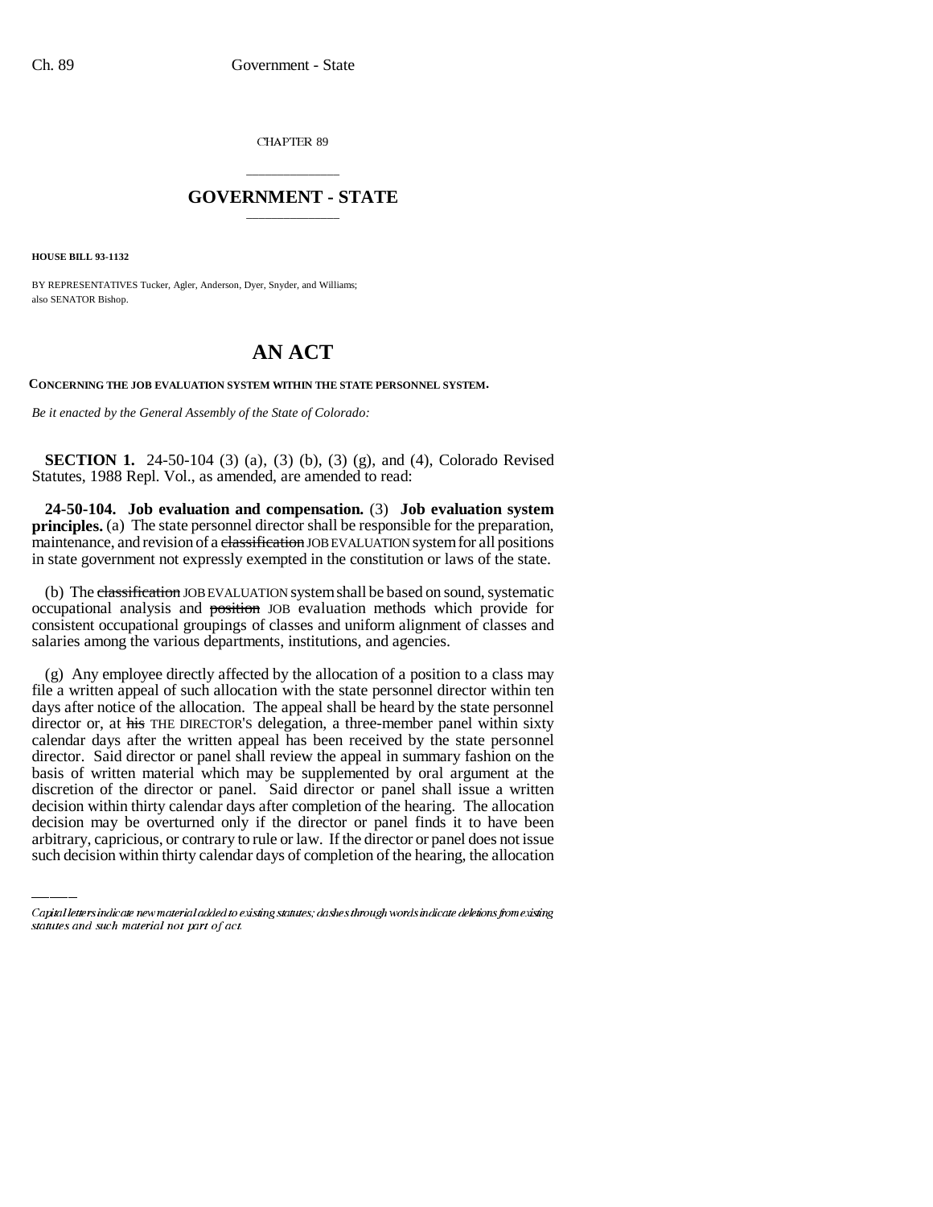CHAPTER 89

# GOVERNMENT - STATE

**HOUSE BILL 93-1132**

BY REPRESENTATIVES Tucker, Agler, Anderson, Dyer, Snyder, and Williams;
also SENATOR Bishop.

# AN ACT

**CONCERNING THE JOB EVALUATION SYSTEM WITHIN THE STATE PERSONNEL SYSTEM.**

*Be it enacted by the General Assembly of the State of Colorado:*

**SECTION 1.** 24-50-104 (3) (a), (3) (b), (3) (g), and (4), Colorado Revised Statutes, 1988 Repl. Vol., as amended, are amended to read:

**24-50-104. Job evaluation and compensation.** (3) **Job evaluation system principles.** (a) The state personnel director shall be responsible for the preparation, maintenance, and revision of a ~~classification~~ JOB EVALUATION system for all positions in state government not expressly exempted in the constitution or laws of the state.

(b) The ~~classification~~ JOB EVALUATION system shall be based on sound, systematic occupational analysis and ~~position~~ JOB evaluation methods which provide for consistent occupational groupings of classes and uniform alignment of classes and salaries among the various departments, institutions, and agencies.

(g) Any employee directly affected by the allocation of a position to a class may file a written appeal of such allocation with the state personnel director within ten days after notice of the allocation. The appeal shall be heard by the state personnel director or, at ~~his~~ THE DIRECTOR'S delegation, a three-member panel within sixty calendar days after the written appeal has been received by the state personnel director. Said director or panel shall review the appeal in summary fashion on the basis of written material which may be supplemented by oral argument at the discretion of the director or panel. Said director or panel shall issue a written decision within thirty calendar days after completion of the hearing. The allocation decision may be overturned only if the director or panel finds it to have been arbitrary, capricious, or contrary to rule or law. If the director or panel does not issue such decision within thirty calendar days of completion of the hearing, the allocation

Capital letters indicate new material added to existing statutes; dashes through words indicate deletions from existing statutes and such material not part of act.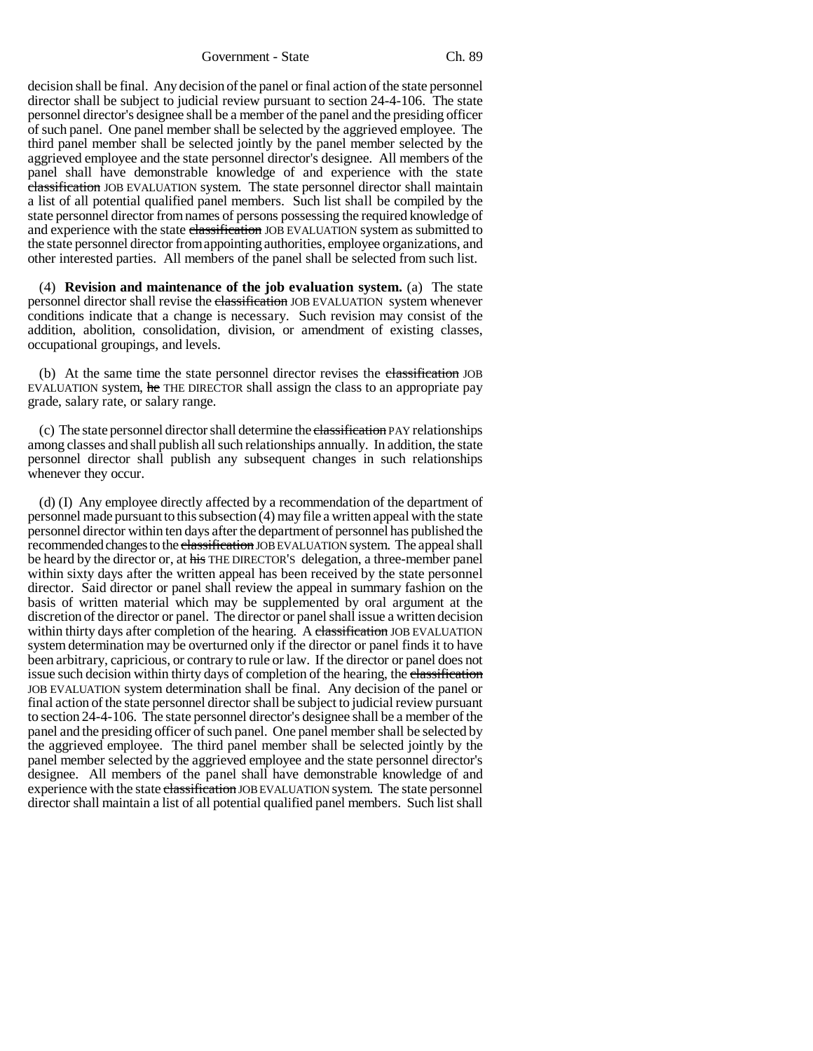decision shall be final. Any decision of the panel or final action of the state personnel director shall be subject to judicial review pursuant to section 24-4-106. The state personnel director's designee shall be a member of the panel and the presiding officer of such panel. One panel member shall be selected by the aggrieved employee. The third panel member shall be selected jointly by the panel member selected by the aggrieved employee and the state personnel director's designee. All members of the panel shall have demonstrable knowledge of and experience with the state ~~classification~~ JOB EVALUATION system. The state personnel director shall maintain a list of all potential qualified panel members. Such list shall be compiled by the state personnel director from names of persons possessing the required knowledge of and experience with the state ~~classification~~ JOB EVALUATION system as submitted to the state personnel director from appointing authorities, employee organizations, and other interested parties. All members of the panel shall be selected from such list.

(4) **Revision and maintenance of the job evaluation system.** (a) The state personnel director shall revise the ~~classification~~ JOB EVALUATION system whenever conditions indicate that a change is necessary. Such revision may consist of the addition, abolition, consolidation, division, or amendment of existing classes, occupational groupings, and levels.

(b) At the same time the state personnel director revises the ~~classification~~ JOB EVALUATION system, ~~he~~ THE DIRECTOR shall assign the class to an appropriate pay grade, salary rate, or salary range.

(c) The state personnel director shall determine the ~~classification~~ PAY relationships among classes and shall publish all such relationships annually. In addition, the state personnel director shall publish any subsequent changes in such relationships whenever they occur.

(d) (I) Any employee directly affected by a recommendation of the department of personnel made pursuant to this subsection (4) may file a written appeal with the state personnel director within ten days after the department of personnel has published the recommended changes to the ~~classification~~ JOB EVALUATION system. The appeal shall be heard by the director or, at ~~his~~ THE DIRECTOR'S delegation, a three-member panel within sixty days after the written appeal has been received by the state personnel director. Said director or panel shall review the appeal in summary fashion on the basis of written material which may be supplemented by oral argument at the discretion of the director or panel. The director or panel shall issue a written decision within thirty days after completion of the hearing. A ~~classification~~ JOB EVALUATION system determination may be overturned only if the director or panel finds it to have been arbitrary, capricious, or contrary to rule or law. If the director or panel does not issue such decision within thirty days of completion of the hearing, the ~~classification~~ JOB EVALUATION system determination shall be final. Any decision of the panel or final action of the state personnel director shall be subject to judicial review pursuant to section 24-4-106. The state personnel director's designee shall be a member of the panel and the presiding officer of such panel. One panel member shall be selected by the aggrieved employee. The third panel member shall be selected jointly by the panel member selected by the aggrieved employee and the state personnel director's designee. All members of the panel shall have demonstrable knowledge of and experience with the state ~~classification~~ JOB EVALUATION system. The state personnel director shall maintain a list of all potential qualified panel members. Such list shall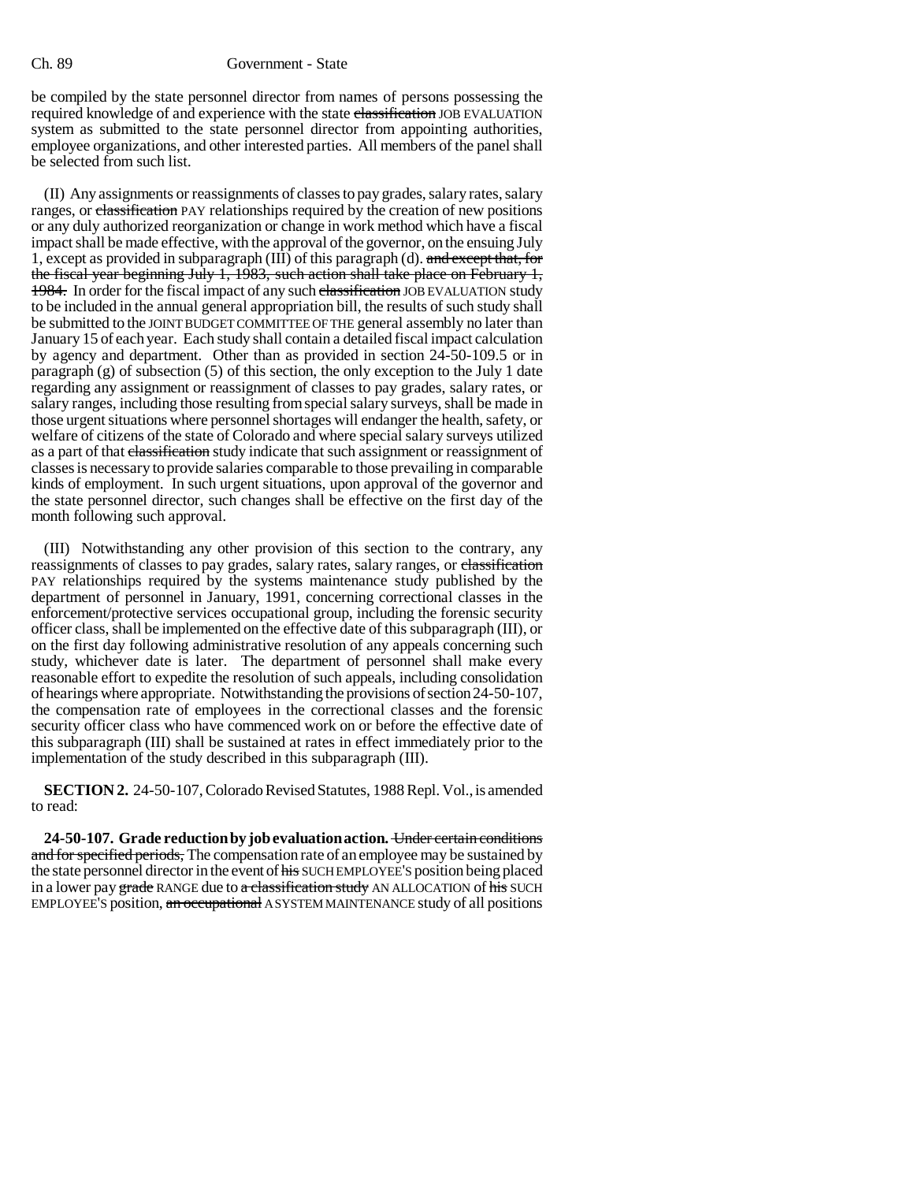be compiled by the state personnel director from names of persons possessing the required knowledge of and experience with the state ~~classification~~ JOB EVALUATION system as submitted to the state personnel director from appointing authorities, employee organizations, and other interested parties. All members of the panel shall be selected from such list.

(II) Any assignments or reassignments of classes to pay grades, salary rates, salary ranges, or ~~classification~~ PAY relationships required by the creation of new positions or any duly authorized reorganization or change in work method which have a fiscal impact shall be made effective, with the approval of the governor, on the ensuing July 1, except as provided in subparagraph (III) of this paragraph (d). ~~and except that, for the fiscal year beginning July 1, 1983, such action shall take place on February 1, 1984.~~ In order for the fiscal impact of any such ~~classification~~ JOB EVALUATION study to be included in the annual general appropriation bill, the results of such study shall be submitted to the JOINT BUDGET COMMITTEE OF THE general assembly no later than January 15 of each year. Each study shall contain a detailed fiscal impact calculation by agency and department. Other than as provided in section 24-50-109.5 or in paragraph (g) of subsection (5) of this section, the only exception to the July 1 date regarding any assignment or reassignment of classes to pay grades, salary rates, or salary ranges, including those resulting from special salary surveys, shall be made in those urgent situations where personnel shortages will endanger the health, safety, or welfare of citizens of the state of Colorado and where special salary surveys utilized as a part of that ~~classification~~ study indicate that such assignment or reassignment of classes is necessary to provide salaries comparable to those prevailing in comparable kinds of employment. In such urgent situations, upon approval of the governor and the state personnel director, such changes shall be effective on the first day of the month following such approval.

(III) Notwithstanding any other provision of this section to the contrary, any reassignments of classes to pay grades, salary rates, salary ranges, or ~~classification~~ PAY relationships required by the systems maintenance study published by the department of personnel in January, 1991, concerning correctional classes in the enforcement/protective services occupational group, including the forensic security officer class, shall be implemented on the effective date of this subparagraph (III), or on the first day following administrative resolution of any appeals concerning such study, whichever date is later. The department of personnel shall make every reasonable effort to expedite the resolution of such appeals, including consolidation of hearings where appropriate. Notwithstanding the provisions of section 24-50-107, the compensation rate of employees in the correctional classes and the forensic security officer class who have commenced work on or before the effective date of this subparagraph (III) shall be sustained at rates in effect immediately prior to the implementation of the study described in this subparagraph (III).

**SECTION 2.** 24-50-107, Colorado Revised Statutes, 1988 Repl. Vol., is amended to read:

**24-50-107. Grade reduction by job evaluation action.** ~~Under certain conditions and for specified periods,~~ The compensation rate of an employee may be sustained by the state personnel director in the event of ~~his~~ SUCH EMPLOYEE'S position being placed in a lower pay ~~grade~~ RANGE due to ~~a classification study~~ AN ALLOCATION of ~~his~~ SUCH EMPLOYEE'S position, ~~an occupational~~ A SYSTEM MAINTENANCE study of all positions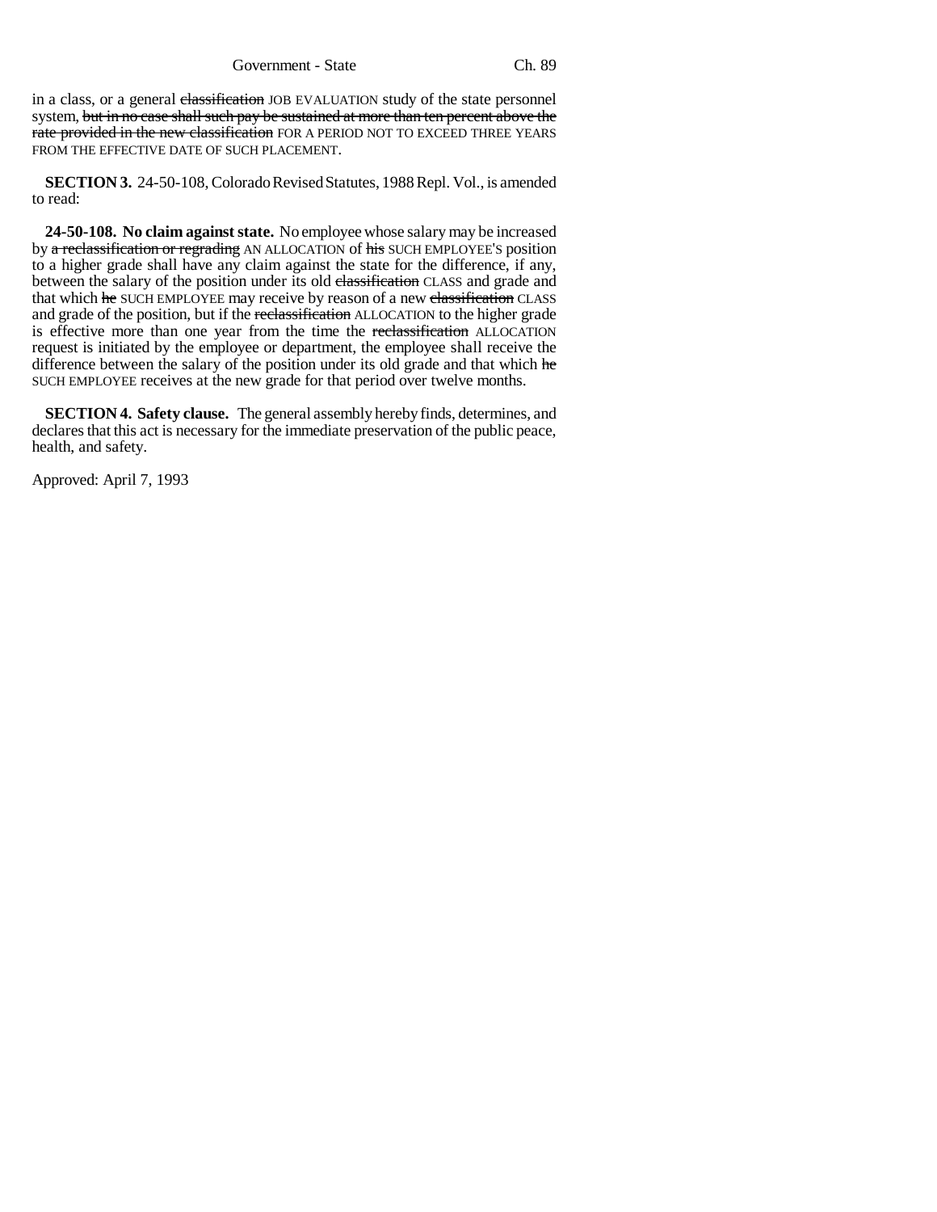in a class, or a general ~~classification~~ JOB EVALUATION study of the state personnel system, ~~but in no case shall such pay be sustained at more than ten percent above the rate provided in the new classification~~ FOR A PERIOD NOT TO EXCEED THREE YEARS FROM THE EFFECTIVE DATE OF SUCH PLACEMENT.

**SECTION 3.** 24-50-108, Colorado Revised Statutes, 1988 Repl. Vol., is amended to read:

**24-50-108. No claim against state.** No employee whose salary may be increased by ~~a reclassification or regrading~~ AN ALLOCATION of ~~his~~ SUCH EMPLOYEE'S position to a higher grade shall have any claim against the state for the difference, if any, between the salary of the position under its old ~~classification~~ CLASS and grade and that which ~~he~~ SUCH EMPLOYEE may receive by reason of a new ~~classification~~ CLASS and grade of the position, but if the ~~reclassification~~ ALLOCATION to the higher grade is effective more than one year from the time the ~~reclassification~~ ALLOCATION request is initiated by the employee or department, the employee shall receive the difference between the salary of the position under its old grade and that which ~~he~~ SUCH EMPLOYEE receives at the new grade for that period over twelve months.

**SECTION 4. Safety clause.** The general assembly hereby finds, determines, and declares that this act is necessary for the immediate preservation of the public peace, health, and safety.

Approved: April 7, 1993